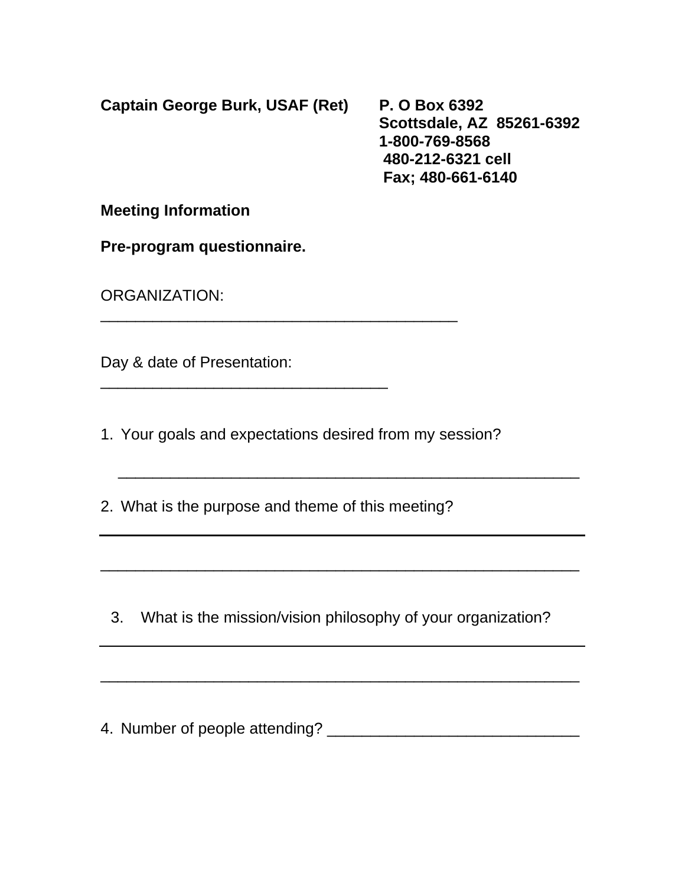**Captain George Burk, USAF (Ret)**

**P. O Box 6392**
**Scottsdale, AZ 85261-6392**
**1-800-769-8568**
**480-212-6321 cell**
**Fax; 480-661-6140**

**Meeting Information**

**Pre-program questionnaire.**

ORGANIZATION: ___________________________________________

Day & date of Presentation: ___________________________________

1. Your goals and expectations desired from my session?

_______________________________________________________

2. What is the purpose and theme of this meeting?

_______________________________________________________

_______________________________________________________

3. What is the mission/vision philosophy of your organization?

_______________________________________________________

_______________________________________________________

4. Number of people attending? ______________________________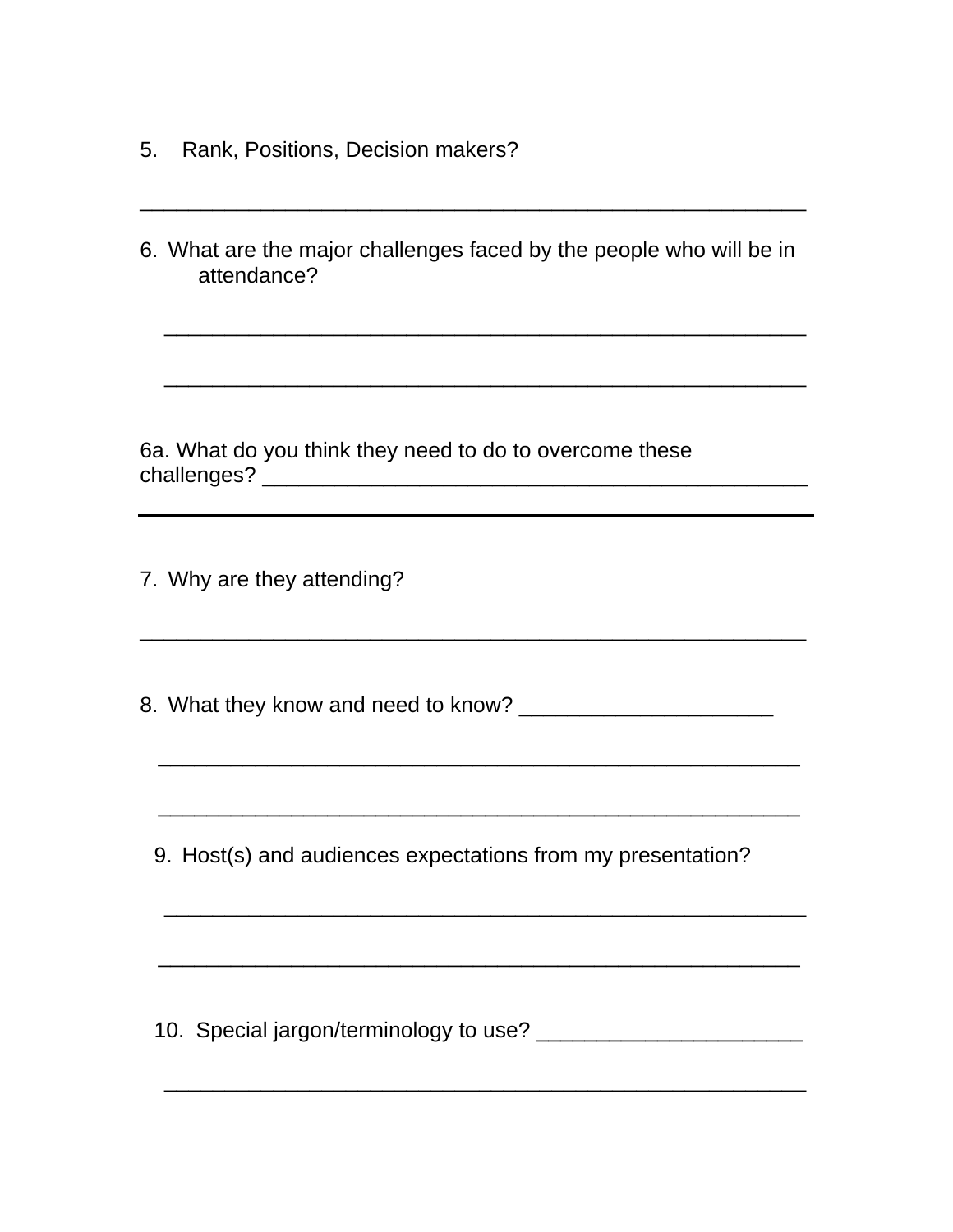5. Rank, Positions, Decision makers?

_______________________________________________________

6. What are the major challenges faced by the people who will be in attendance?

_____________________________________________________

_____________________________________________________

6a. What do you think they need to do to overcome these challenges? _____________________________________________

---

7. Why are they attending?

_______________________________________________________

8. What they know and need to know? _____________________

_____________________________________________________

_____________________________________________________

9. Host(s) and audiences expectations from my presentation?

_____________________________________________________

_____________________________________________________

10. Special jargon/terminology to use? _____________________

_____________________________________________________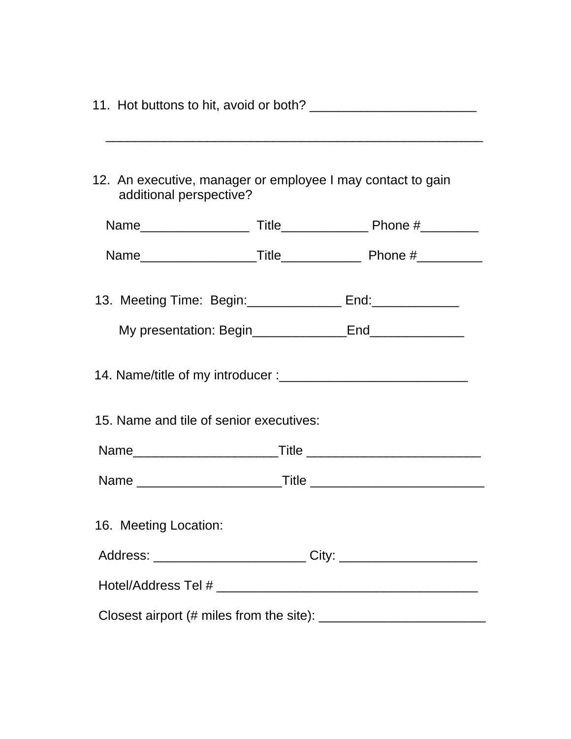11. Hot buttons to hit, avoid or both? _______________________

    _____________________________________________________

12. An executive, manager or employee I may contact to gain additional perspective?

    Name_______________ Title____________ Phone #________

    Name________________Title___________ Phone #_________

13. Meeting Time: Begin:_____________ End:____________

    My presentation: Begin_____________End_____________

14. Name/title of my introducer :__________________________

15. Name and tile of senior executives:

    Name____________________Title ________________________

    Name ____________________Title ________________________

16. Meeting Location:

    Address: _____________________ City: ___________________

    Hotel/Address Tel # ____________________________________

    Closest airport (# miles from the site): _______________________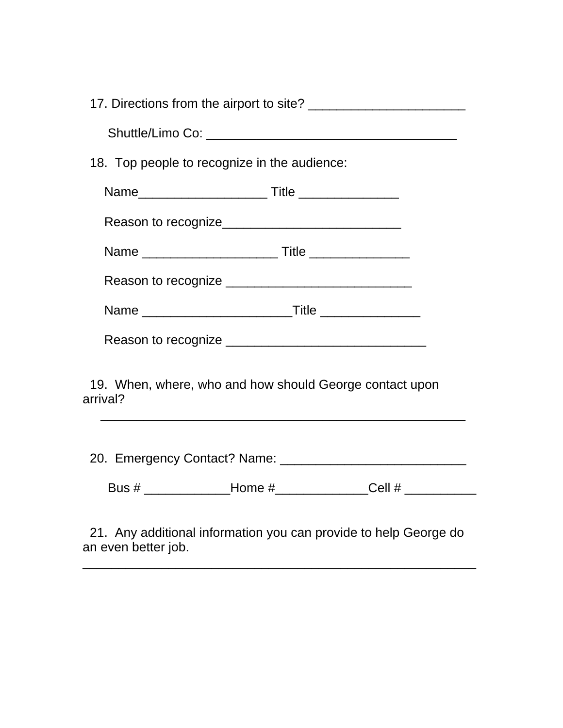17. Directions from the airport to site? ______________________

    Shuttle/Limo Co: ___________________________________

18. Top people to recognize in the audience:

    Name__________________ Title ______________

    Reason to recognize_________________________

    Name ___________________ Title ______________

    Reason to recognize __________________________

    Name _____________________Title ______________

    Reason to recognize ____________________________

19. When, where, who and how should George contact upon arrival?

    ___________________________________________________

20. Emergency Contact? Name: __________________________

    Bus # ____________Home #_____________Cell # __________

21. Any additional information you can provide to help George do an even better job.

_______________________________________________________